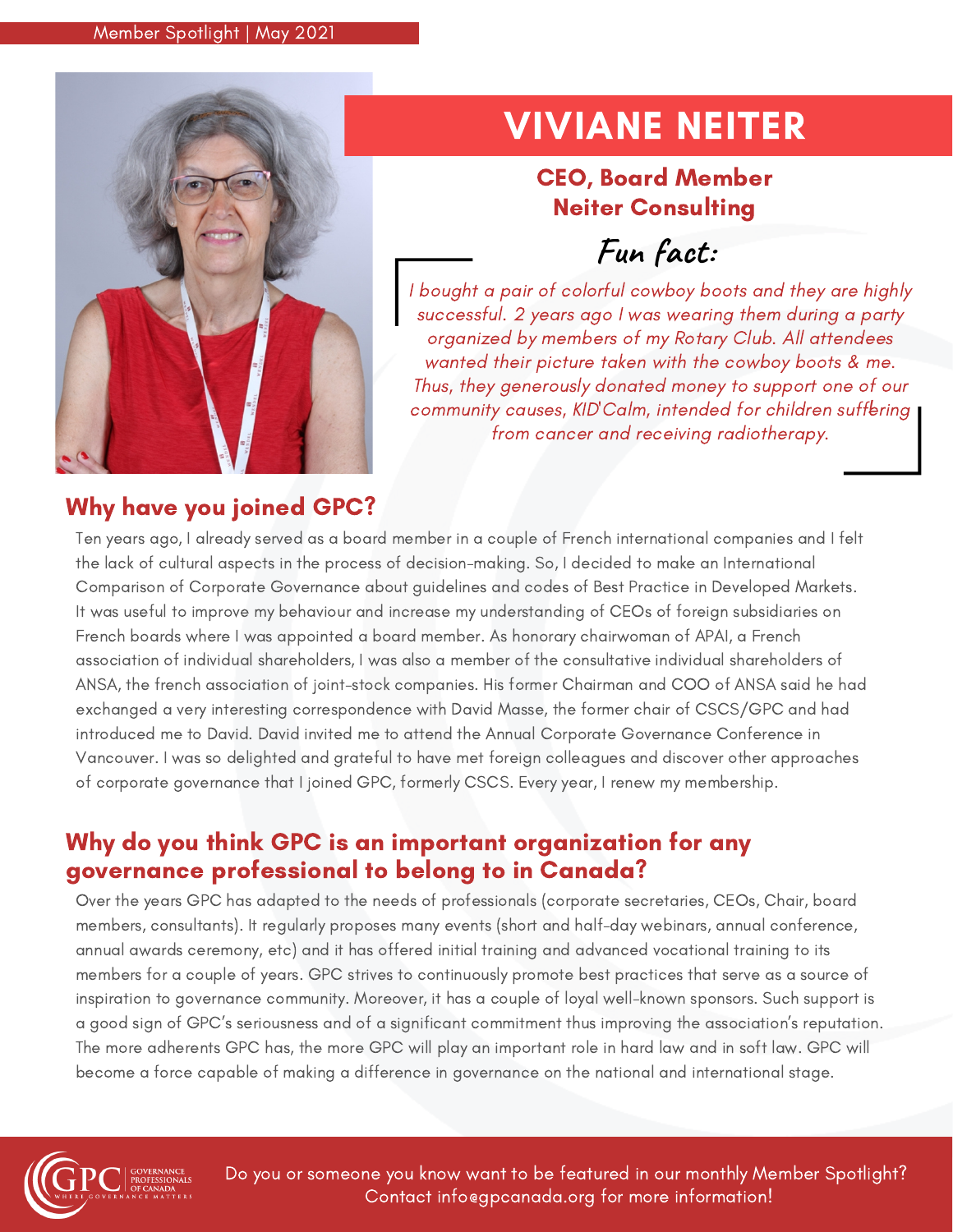Member Spotlight | May 2021

# VIVIANE NEITER

**CEO, Board Member**
**Neiter Consulting**

## Fun fact:

*I bought a pair of colorful cowboy boots and they are highly successful. 2 years ago I was wearing them during a party organized by members of my Rotary Club. All attendees wanted their picture taken with the cowboy boots & me. Thus, they generously donated money to support one of our community causes, KID'Calm, intended for children suffering from cancer and receiving radiotherapy.*

## Why have you joined GPC?

Ten years ago, I already served as a board member in a couple of French international companies and I felt the lack of cultural aspects in the process of decision-making. So, I decided to make an International Comparison of Corporate Governance about guidelines and codes of Best Practice in Developed Markets. It was useful to improve my behaviour and increase my understanding of CEOs of foreign subsidiaries on French boards where I was appointed a board member. As honorary chairwoman of APAI, a French association of individual shareholders, I was also a member of the consultative individual shareholders of ANSA, the french association of joint-stock companies. His former Chairman and COO of ANSA said he had exchanged a very interesting correspondence with David Masse, the former chair of CSCS/GPC and had introduced me to David. David invited me to attend the Annual Corporate Governance Conference in Vancouver. I was so delighted and grateful to have met foreign colleagues and discover other approaches of corporate governance that I joined GPC, formerly CSCS. Every year, I renew my membership.

## Why do you think GPC is an important organization for any governance professional to belong to in Canada?

Over the years GPC has adapted to the needs of professionals (corporate secretaries, CEOs, Chair, board members, consultants). It regularly proposes many events (short and half-day webinars, annual conference, annual awards ceremony, etc) and it has offered initial training and advanced vocational training to its members for a couple of years. GPC strives to continuously promote best practices that serve as a source of inspiration to governance community. Moreover, it has a couple of loyal well-known sponsors. Such support is a good sign of GPC's seriousness and of a significant commitment thus improving the association's reputation. The more adherents GPC has, the more GPC will play an important role in hard law and in soft law. GPC will become a force capable of making a difference in governance on the national and international stage.

Do you or someone you know want to be featured in our monthly Member Spotlight? Contact info@gpcanada.org for more information!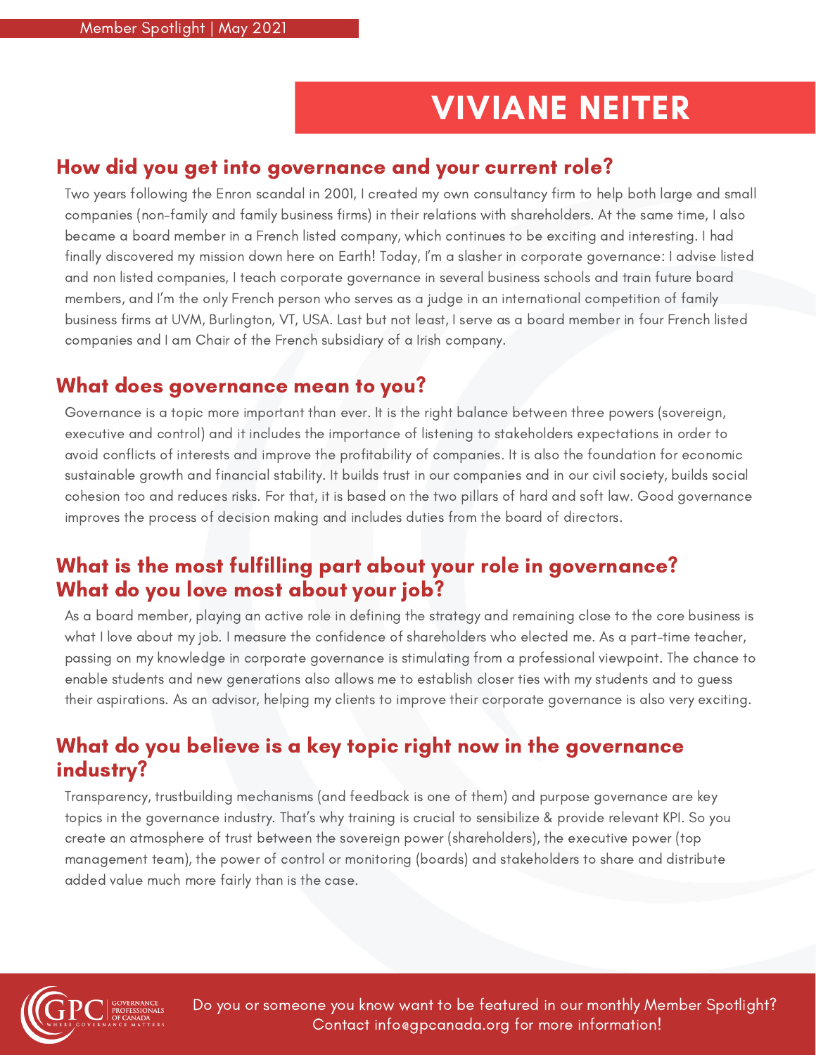Member Spotlight | May 2021

# VIVIANE NEITER

## How did you get into governance and your current role?

Two years following the Enron scandal in 2001, I created my own consultancy firm to help both large and small companies (non-family and family business firms) in their relations with shareholders. At the same time, I also became a board member in a French listed company, which continues to be exciting and interesting. I had finally discovered my mission down here on Earth! Today, I'm a slasher in corporate governance: I advise listed and non listed companies, I teach corporate governance in several business schools and train future board members, and I'm the only French person who serves as a judge in an international competition of family business firms at UVM, Burlington, VT, USA. Last but not least, I serve as a board member in four French listed companies and I am Chair of the French subsidiary of a Irish company.

## What does governance mean to you?

Governance is a topic more important than ever. It is the right balance between three powers (sovereign, executive and control) and it includes the importance of listening to stakeholders expectations in order to avoid conflicts of interests and improve the profitability of companies. It is also the foundation for economic sustainable growth and financial stability. It builds trust in our companies and in our civil society, builds social cohesion too and reduces risks. For that, it is based on the two pillars of hard and soft law. Good governance improves the process of decision making and includes duties from the board of directors.

## What is the most fulfilling part about your role in governance? What do you love most about your job?

As a board member, playing an active role in defining the strategy and remaining close to the core business is what I love about my job. I measure the confidence of shareholders who elected me. As a part-time teacher, passing on my knowledge in corporate governance is stimulating from a professional viewpoint. The chance to enable students and new generations also allows me to establish closer ties with my students and to guess their aspirations. As an advisor, helping my clients to improve their corporate governance is also very exciting.

## What do you believe is a key topic right now in the governance industry?

Transparency, trustbuilding mechanisms (and feedback is one of them) and purpose governance are key topics in the governance industry. That's why training is crucial to sensibilize & provide relevant KPI. So you create an atmosphere of trust between the sovereign power (shareholders), the executive power (top management team), the power of control or monitoring (boards) and stakeholders to share and distribute added value much more fairly than is the case.

Do you or someone you know want to be featured in our monthly Member Spotlight? Contact info@gpcanada.org for more information!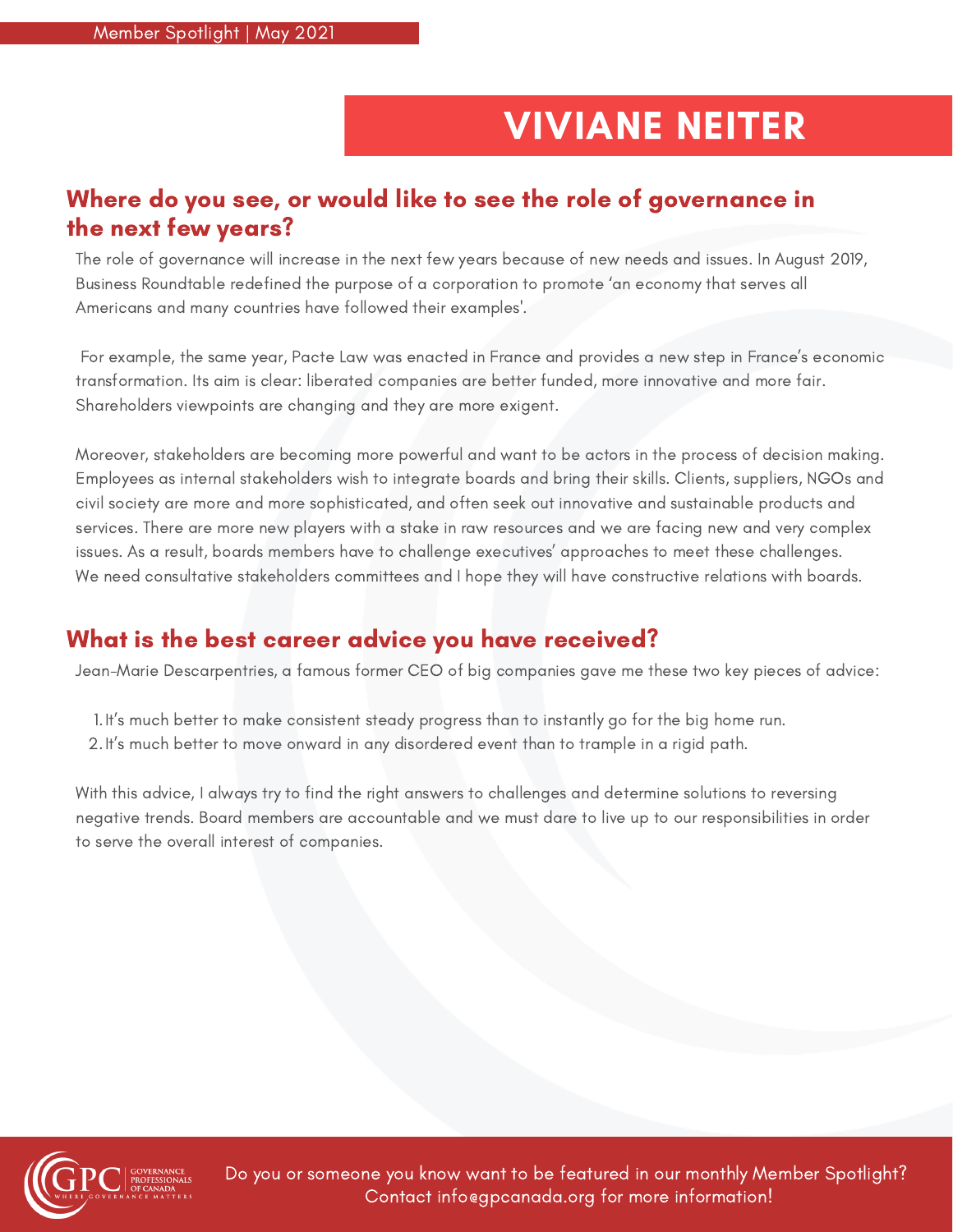# VIVIANE NEITER

## Where do you see, or would like to see the role of governance in the next few years?

The role of governance will increase in the next few years because of new needs and issues. In August 2019, Business Roundtable redefined the purpose of a corporation to promote 'an economy that serves all Americans and many countries have followed their examples'.

For example, the same year, Pacte Law was enacted in France and provides a new step in France's economic transformation. Its aim is clear: liberated companies are better funded, more innovative and more fair. Shareholders viewpoints are changing and they are more exigent.

Moreover, stakeholders are becoming more powerful and want to be actors in the process of decision making. Employees as internal stakeholders wish to integrate boards and bring their skills. Clients, suppliers, NGOs and civil society are more and more sophisticated, and often seek out innovative and sustainable products and services. There are more new players with a stake in raw resources and we are facing new and very complex issues. As a result, boards members have to challenge executives' approaches to meet these challenges. We need consultative stakeholders committees and I hope they will have constructive relations with boards.

## What is the best career advice you have received?

Jean-Marie Descarpentries, a famous former CEO of big companies gave me these two key pieces of advice:

1. It's much better to make consistent steady progress than to instantly go for the big home run.
2. It's much better to move onward in any disordered event than to trample in a rigid path.

With this advice, I always try to find the right answers to challenges and determine solutions to reversing negative trends. Board members are accountable and we must dare to live up to our responsibilities in order to serve the overall interest of companies.

Do you or someone you know want to be featured in our monthly Member Spotlight? Contact info@gpcanada.org for more information!